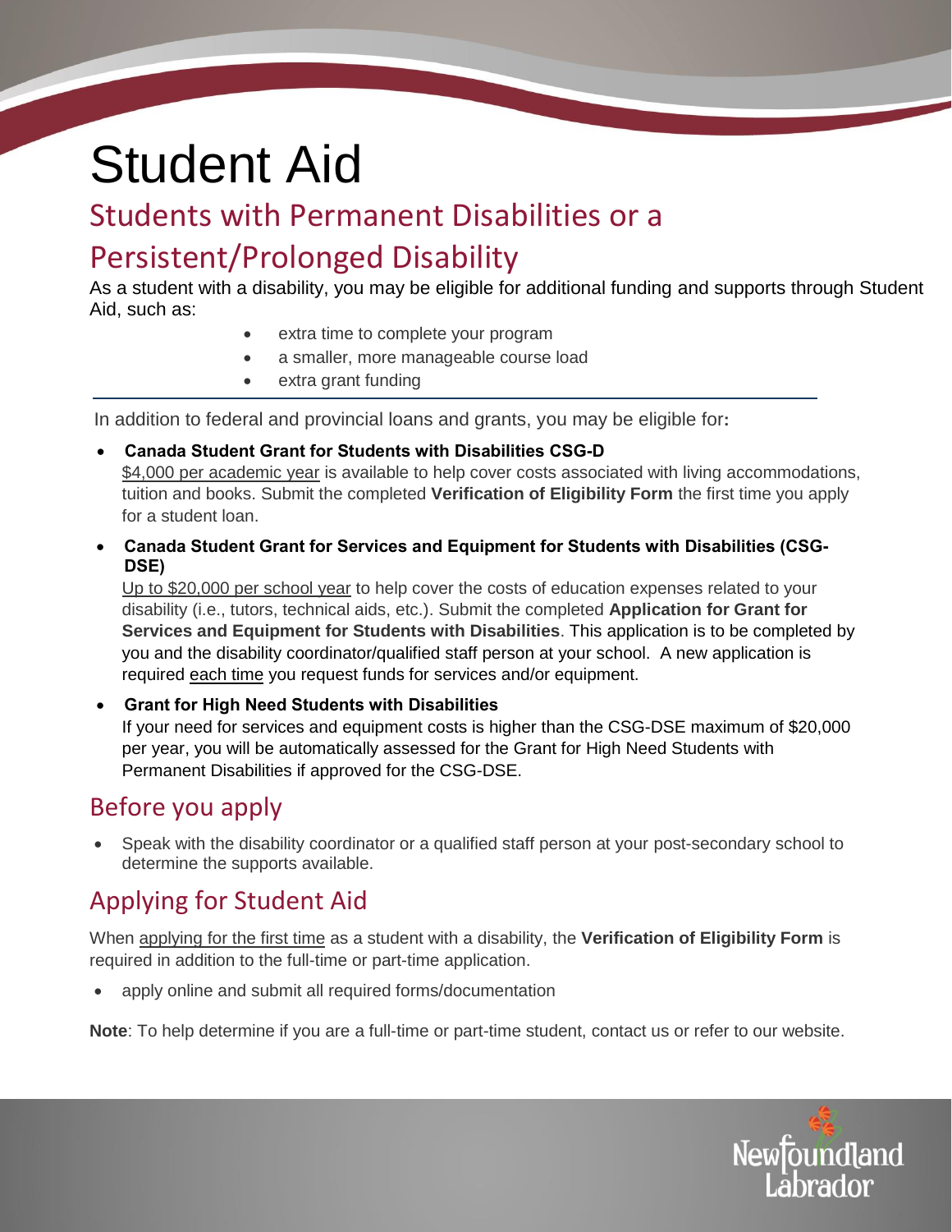# Student Aid

## Students with Permanent Disabilities or a Persistent/Prolonged Disability

As a student with a disability, you may be eligible for additional funding and supports through Student Aid, such as:

- extra time to complete your program
- a smaller, more manageable course load
- extra grant funding

---

In addition to federal and provincial loans and grants, you may be eligible for**:**

- **Canada Student Grant for Students with Disabilities CSG-D**
  $4,000 per academic year is available to help cover costs associated with living accommodations, tuition and books. Submit the completed **Verification of Eligibility Form** the first time you apply for a student loan.
- **Canada Student Grant for Services and Equipment for Students with Disabilities (CSG-DSE)**
  Up to $20,000 per school year to help cover the costs of education expenses related to your disability (i.e., tutors, technical aids, etc.). Submit the completed **Application for Grant for Services and Equipment for Students with Disabilities**. This application is to be completed by you and the disability coordinator/qualified staff person at your school. A new application is required each time you request funds for services and/or equipment.
- **Grant for High Need Students with Disabilities**
  If your need for services and equipment costs is higher than the CSG-DSE maximum of $20,000 per year, you will be automatically assessed for the Grant for High Need Students with Permanent Disabilities if approved for the CSG-DSE.

## Before you apply

- Speak with the disability coordinator or a qualified staff person at your post-secondary school to determine the supports available.

## Applying for Student Aid

When applying for the first time as a student with a disability, the **Verification of Eligibility Form** is required in addition to the full-time or part-time application.

- apply online and submit all required forms/documentation

**Note**: To help determine if you are a full-time or part-time student, contact us or refer to our website.

Newfoundland Labrador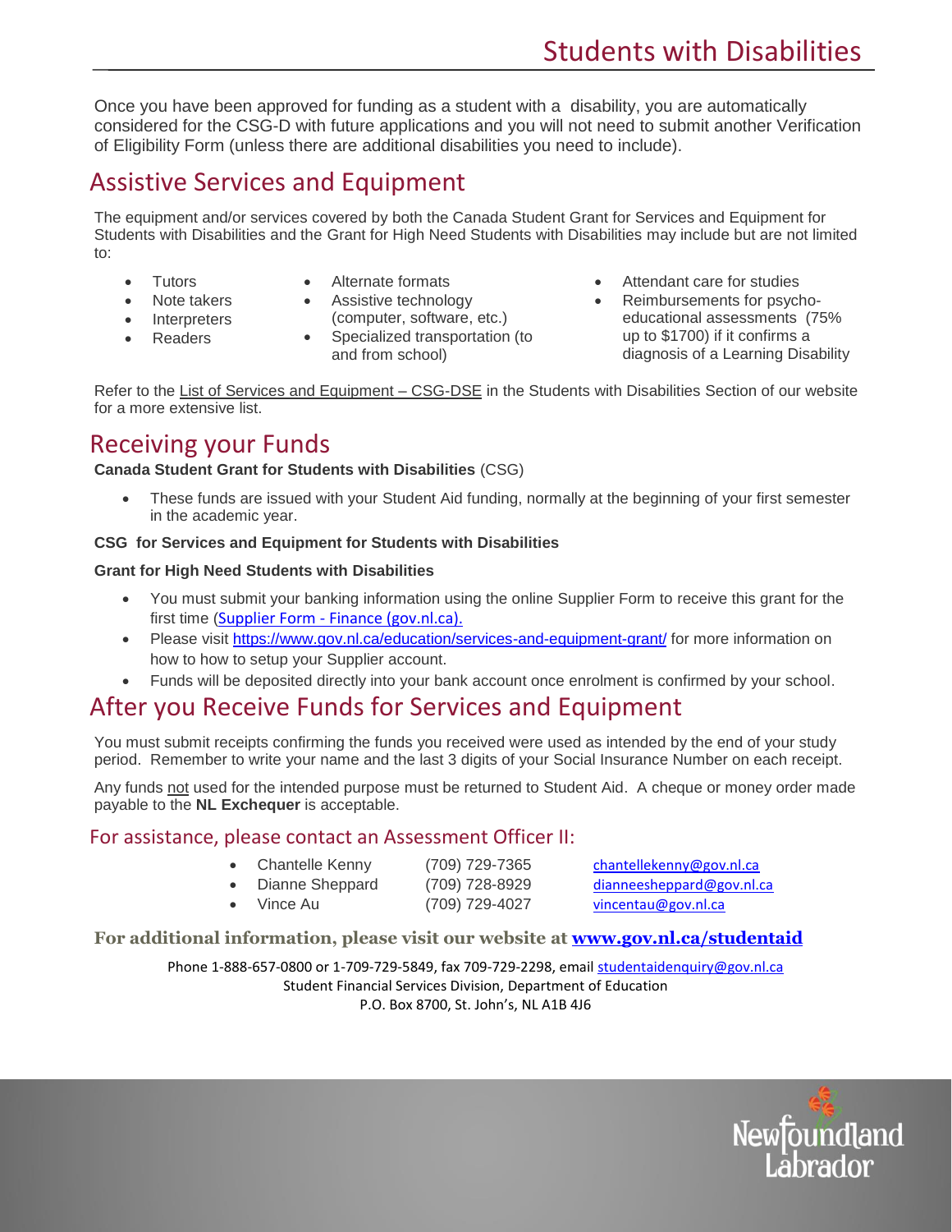# Students with Disabilities

Once you have been approved for funding as a student with a disability, you are automatically considered for the CSG-D with future applications and you will not need to submit another Verification of Eligibility Form (unless there are additional disabilities you need to include).

## Assistive Services and Equipment

The equipment and/or services covered by both the Canada Student Grant for Services and Equipment for Students with Disabilities and the Grant for High Need Students with Disabilities may include but are not limited to:

- Tutors
- Note takers
- Interpreters
- Readers
- Alternate formats
- Assistive technology (computer, software, etc.)
- Specialized transportation (to and from school)
- Attendant care for studies
- Reimbursements for psycho-educational assessments (75% up to $1700) if it confirms a diagnosis of a Learning Disability

Refer to the List of Services and Equipment – CSG-DSE in the Students with Disabilities Section of our website for a more extensive list.

## Receiving your Funds

**Canada Student Grant for Students with Disabilities** (CSG)

- These funds are issued with your Student Aid funding, normally at the beginning of your first semester in the academic year.

**CSG for Services and Equipment for Students with Disabilities**

**Grant for High Need Students with Disabilities**

- You must submit your banking information using the online Supplier Form to receive this grant for the first time (Supplier Form - Finance (gov.nl.ca).
- Please visit https://www.gov.nl.ca/education/services-and-equipment-grant/ for more information on how to how to setup your Supplier account.
- Funds will be deposited directly into your bank account once enrolment is confirmed by your school.

## After you Receive Funds for Services and Equipment

You must submit receipts confirming the funds you received were used as intended by the end of your study period. Remember to write your name and the last 3 digits of your Social Insurance Number on each receipt.

Any funds not used for the intended purpose must be returned to Student Aid. A cheque or money order made payable to the **NL Exchequer** is acceptable.

### For assistance, please contact an Assessment Officer II:

- Chantelle Kenny (709) 729-7365 chantellekenny@gov.nl.ca
- Dianne Sheppard (709) 728-8929 dianneesheppard@gov.nl.ca
- Vince Au (709) 729-4027 vincentau@gov.nl.ca

**For additional information, please visit our website at www.gov.nl.ca/studentaid**

Phone 1-888-657-0800 or 1-709-729-5849, fax 709-729-2298, email studentaidenquiry@gov.nl.ca
Student Financial Services Division, Department of Education
P.O. Box 8700, St. John's, NL A1B 4J6

Newfoundland Labrador